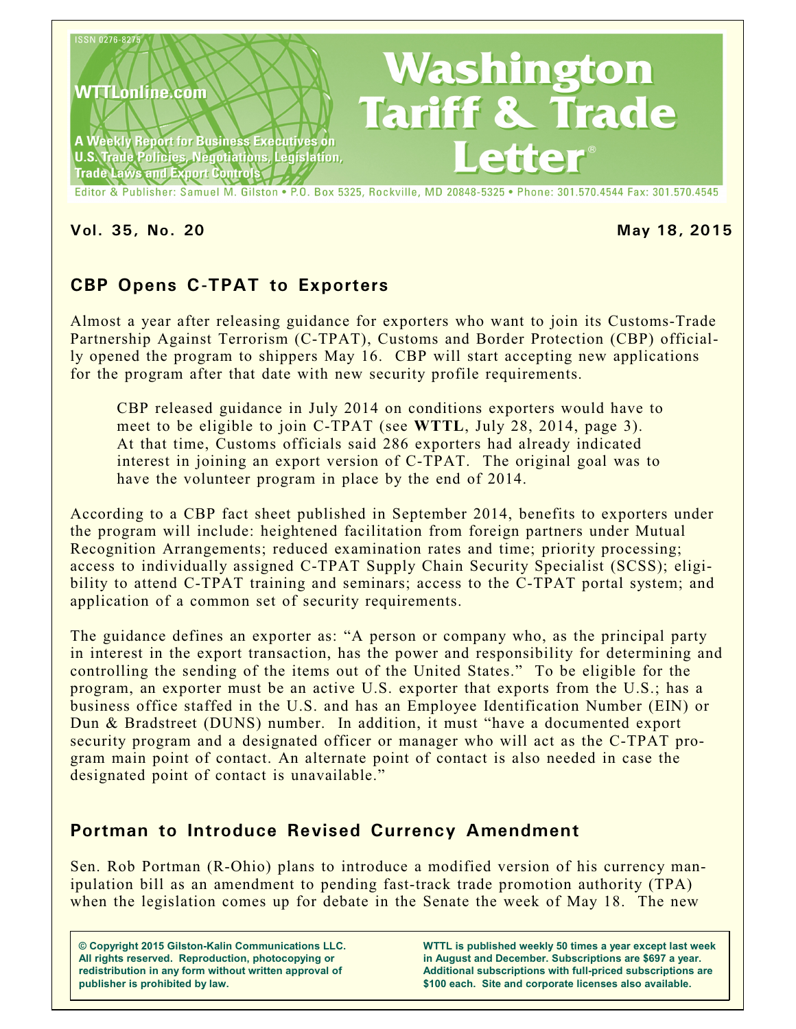ISSN 0276-8275

WTTLonline.com

A Weekly Report for Business Executives on U.S. Trade Policies, Negotiations, Legislation, Trade Laws and Export Controls

# Washington Tariff & Trade Letter®

Editor & Publisher: Samuel M. Gilston • P.O. Box 5325, Rockville, MD 20848-5325 • Phone: 301.570.4544 Fax: 301.570.4545

**Vol. 35, No. 20** **May 18, 2015**

## CBP Opens C-TPAT to Exporters

Almost a year after releasing guidance for exporters who want to join its Customs-Trade Partnership Against Terrorism (C-TPAT), Customs and Border Protection (CBP) officially opened the program to shippers May 16. CBP will start accepting new applications for the program after that date with new security profile requirements.

> CBP released guidance in July 2014 on conditions exporters would have to meet to be eligible to join C-TPAT (see **WTTL**, July 28, 2014, page 3). At that time, Customs officials said 286 exporters had already indicated interest in joining an export version of C-TPAT. The original goal was to have the volunteer program in place by the end of 2014.

According to a CBP fact sheet published in September 2014, benefits to exporters under the program will include: heightened facilitation from foreign partners under Mutual Recognition Arrangements; reduced examination rates and time; priority processing; access to individually assigned C-TPAT Supply Chain Security Specialist (SCSS); eligibility to attend C-TPAT training and seminars; access to the C-TPAT portal system; and application of a common set of security requirements.

The guidance defines an exporter as: "A person or company who, as the principal party in interest in the export transaction, has the power and responsibility for determining and controlling the sending of the items out of the United States." To be eligible for the program, an exporter must be an active U.S. exporter that exports from the U.S.; has a business office staffed in the U.S. and has an Employee Identification Number (EIN) or Dun & Bradstreet (DUNS) number. In addition, it must "have a documented export security program and a designated officer or manager who will act as the C-TPAT program main point of contact. An alternate point of contact is also needed in case the designated point of contact is unavailable."

## Portman to Introduce Revised Currency Amendment

Sen. Rob Portman (R-Ohio) plans to introduce a modified version of his currency manipulation bill as an amendment to pending fast-track trade promotion authority (TPA) when the legislation comes up for debate in the Senate the week of May 18. The new

**© Copyright 2015 Gilston-Kalin Communications LLC. All rights reserved. Reproduction, photocopying or redistribution in any form without written approval of publisher is prohibited by law.**

**WTTL is published weekly 50 times a year except last week in August and December. Subscriptions are $697 a year. Additional subscriptions with full-priced subscriptions are $100 each. Site and corporate licenses also available.**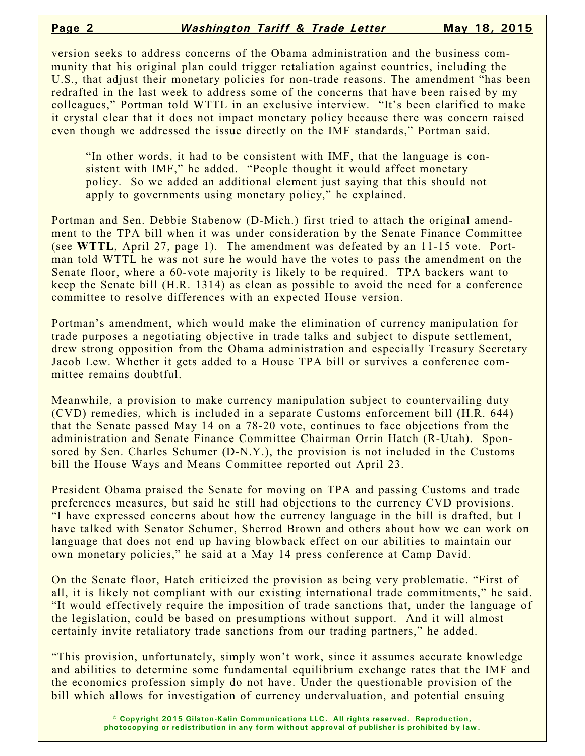version seeks to address concerns of the Obama administration and the business community that his original plan could trigger retaliation against countries, including the U.S., that adjust their monetary policies for non-trade reasons. The amendment "has been redrafted in the last week to address some of the concerns that have been raised by my colleagues," Portman told WTTL in an exclusive interview. "It's been clarified to make it crystal clear that it does not impact monetary policy because there was concern raised even though we addressed the issue directly on the IMF standards," Portman said.

> "In other words, it had to be consistent with IMF, that the language is consistent with IMF," he added. "People thought it would affect monetary policy. So we added an additional element just saying that this should not apply to governments using monetary policy," he explained.

Portman and Sen. Debbie Stabenow (D-Mich.) first tried to attach the original amendment to the TPA bill when it was under consideration by the Senate Finance Committee (see **WTTL**, April 27, page 1). The amendment was defeated by an 11-15 vote. Portman told WTTL he was not sure he would have the votes to pass the amendment on the Senate floor, where a 60-vote majority is likely to be required. TPA backers want to keep the Senate bill (H.R. 1314) as clean as possible to avoid the need for a conference committee to resolve differences with an expected House version.

Portman's amendment, which would make the elimination of currency manipulation for trade purposes a negotiating objective in trade talks and subject to dispute settlement, drew strong opposition from the Obama administration and especially Treasury Secretary Jacob Lew. Whether it gets added to a House TPA bill or survives a conference committee remains doubtful.

Meanwhile, a provision to make currency manipulation subject to countervailing duty (CVD) remedies, which is included in a separate Customs enforcement bill (H.R. 644) that the Senate passed May 14 on a 78-20 vote, continues to face objections from the administration and Senate Finance Committee Chairman Orrin Hatch (R-Utah). Sponsored by Sen. Charles Schumer (D-N.Y.), the provision is not included in the Customs bill the House Ways and Means Committee reported out April 23.

President Obama praised the Senate for moving on TPA and passing Customs and trade preferences measures, but said he still had objections to the currency CVD provisions. "I have expressed concerns about how the currency language in the bill is drafted, but I have talked with Senator Schumer, Sherrod Brown and others about how we can work on language that does not end up having blowback effect on our abilities to maintain our own monetary policies," he said at a May 14 press conference at Camp David.

On the Senate floor, Hatch criticized the provision as being very problematic. "First of all, it is likely not compliant with our existing international trade commitments," he said. "It would effectively require the imposition of trade sanctions that, under the language of the legislation, could be based on presumptions without support. And it will almost certainly invite retaliatory trade sanctions from our trading partners," he added.

"This provision, unfortunately, simply won't work, since it assumes accurate knowledge and abilities to determine some fundamental equilibrium exchange rates that the IMF and the economics profession simply do not have. Under the questionable provision of the bill which allows for investigation of currency undervaluation, and potential ensuing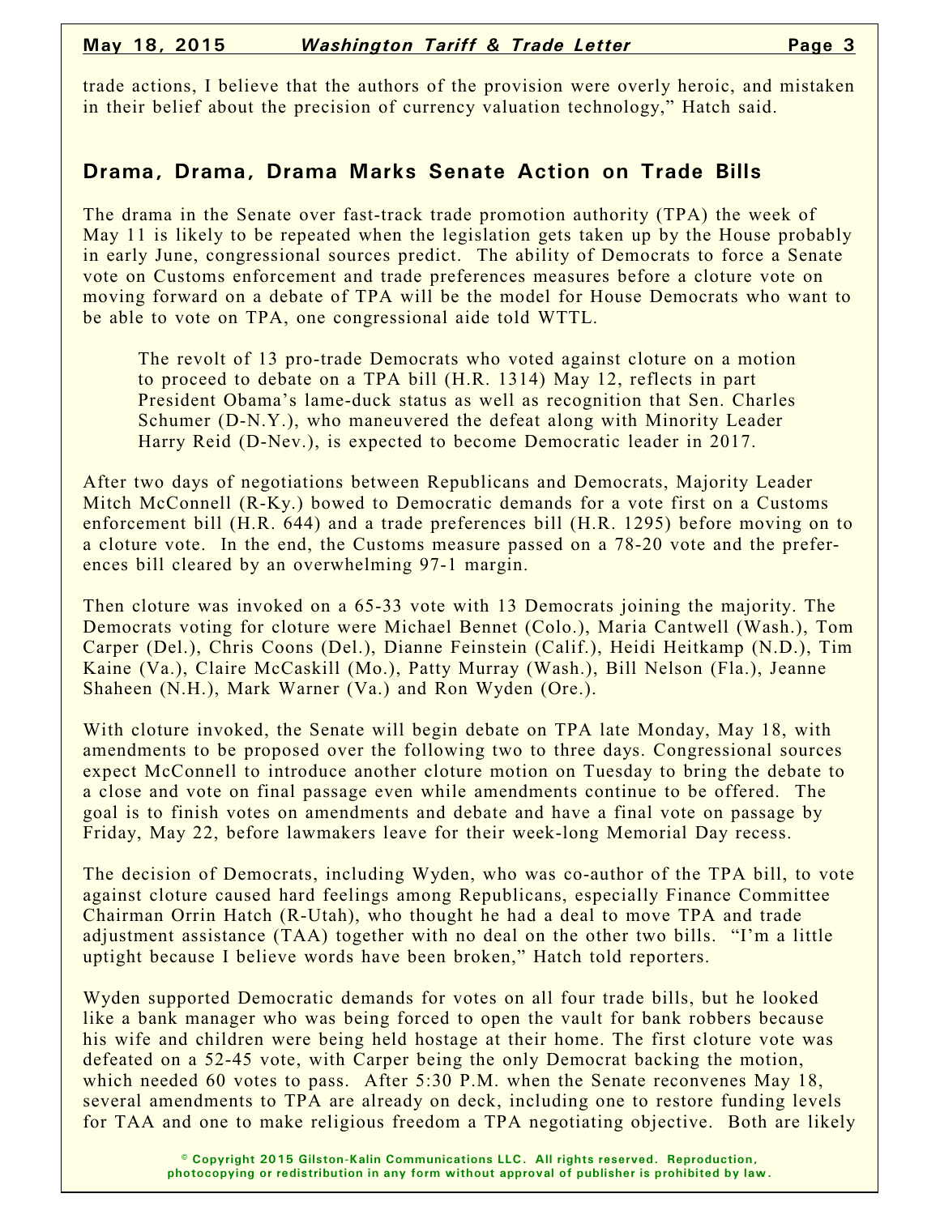trade actions, I believe that the authors of the provision were overly heroic, and mistaken in their belief about the precision of currency valuation technology," Hatch said.

## Drama, Drama, Drama Marks Senate Action on Trade Bills

The drama in the Senate over fast-track trade promotion authority (TPA) the week of May 11 is likely to be repeated when the legislation gets taken up by the House probably in early June, congressional sources predict. The ability of Democrats to force a Senate vote on Customs enforcement and trade preferences measures before a cloture vote on moving forward on a debate of TPA will be the model for House Democrats who want to be able to vote on TPA, one congressional aide told WTTL.

> The revolt of 13 pro-trade Democrats who voted against cloture on a motion to proceed to debate on a TPA bill (H.R. 1314) May 12, reflects in part President Obama's lame-duck status as well as recognition that Sen. Charles Schumer (D-N.Y.), who maneuvered the defeat along with Minority Leader Harry Reid (D-Nev.), is expected to become Democratic leader in 2017.

After two days of negotiations between Republicans and Democrats, Majority Leader Mitch McConnell (R-Ky.) bowed to Democratic demands for a vote first on a Customs enforcement bill (H.R. 644) and a trade preferences bill (H.R. 1295) before moving on to a cloture vote. In the end, the Customs measure passed on a 78-20 vote and the preferences bill cleared by an overwhelming 97-1 margin.

Then cloture was invoked on a 65-33 vote with 13 Democrats joining the majority. The Democrats voting for cloture were Michael Bennet (Colo.), Maria Cantwell (Wash.), Tom Carper (Del.), Chris Coons (Del.), Dianne Feinstein (Calif.), Heidi Heitkamp (N.D.), Tim Kaine (Va.), Claire McCaskill (Mo.), Patty Murray (Wash.), Bill Nelson (Fla.), Jeanne Shaheen (N.H.), Mark Warner (Va.) and Ron Wyden (Ore.).

With cloture invoked, the Senate will begin debate on TPA late Monday, May 18, with amendments to be proposed over the following two to three days. Congressional sources expect McConnell to introduce another cloture motion on Tuesday to bring the debate to a close and vote on final passage even while amendments continue to be offered. The goal is to finish votes on amendments and debate and have a final vote on passage by Friday, May 22, before lawmakers leave for their week-long Memorial Day recess.

The decision of Democrats, including Wyden, who was co-author of the TPA bill, to vote against cloture caused hard feelings among Republicans, especially Finance Committee Chairman Orrin Hatch (R-Utah), who thought he had a deal to move TPA and trade adjustment assistance (TAA) together with no deal on the other two bills. "I'm a little uptight because I believe words have been broken," Hatch told reporters.

Wyden supported Democratic demands for votes on all four trade bills, but he looked like a bank manager who was being forced to open the vault for bank robbers because his wife and children were being held hostage at their home. The first cloture vote was defeated on a 52-45 vote, with Carper being the only Democrat backing the motion, which needed 60 votes to pass. After 5:30 P.M. when the Senate reconvenes May 18, several amendments to TPA are already on deck, including one to restore funding levels for TAA and one to make religious freedom a TPA negotiating objective. Both are likely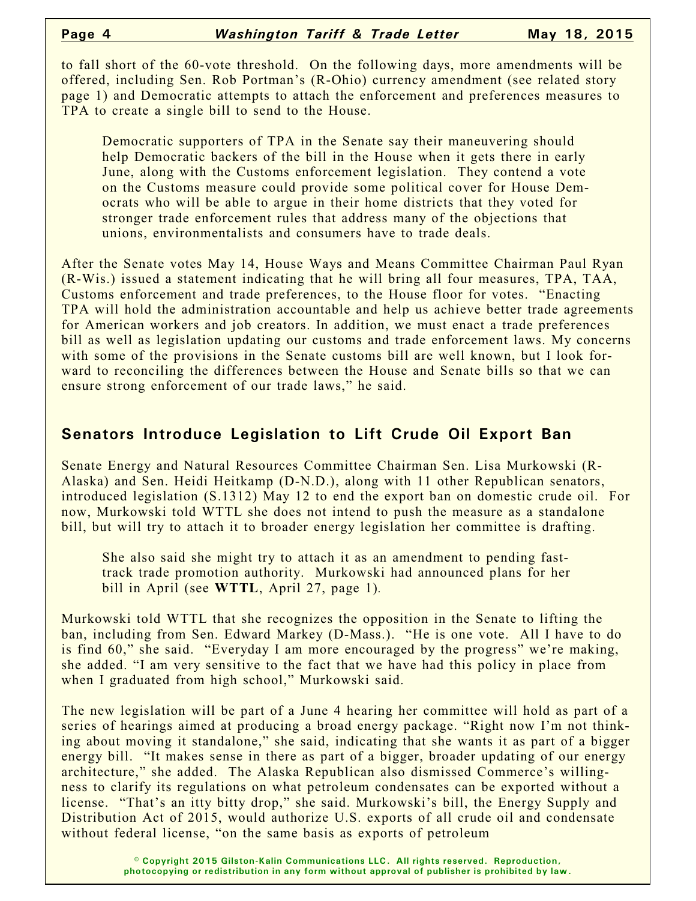to fall short of the 60-vote threshold. On the following days, more amendments will be offered, including Sen. Rob Portman's (R-Ohio) currency amendment (see related story page 1) and Democratic attempts to attach the enforcement and preferences measures to TPA to create a single bill to send to the House.

Democratic supporters of TPA in the Senate say their maneuvering should help Democratic backers of the bill in the House when it gets there in early June, along with the Customs enforcement legislation. They contend a vote on the Customs measure could provide some political cover for House Democrats who will be able to argue in their home districts that they voted for stronger trade enforcement rules that address many of the objections that unions, environmentalists and consumers have to trade deals.

After the Senate votes May 14, House Ways and Means Committee Chairman Paul Ryan (R-Wis.) issued a statement indicating that he will bring all four measures, TPA, TAA, Customs enforcement and trade preferences, to the House floor for votes. "Enacting TPA will hold the administration accountable and help us achieve better trade agreements for American workers and job creators. In addition, we must enact a trade preferences bill as well as legislation updating our customs and trade enforcement laws. My concerns with some of the provisions in the Senate customs bill are well known, but I look forward to reconciling the differences between the House and Senate bills so that we can ensure strong enforcement of our trade laws," he said.

## Senators Introduce Legislation to Lift Crude Oil Export Ban

Senate Energy and Natural Resources Committee Chairman Sen. Lisa Murkowski (R-Alaska) and Sen. Heidi Heitkamp (D-N.D.), along with 11 other Republican senators, introduced legislation (S.1312) May 12 to end the export ban on domestic crude oil. For now, Murkowski told WTTL she does not intend to push the measure as a standalone bill, but will try to attach it to broader energy legislation her committee is drafting.

She also said she might try to attach it as an amendment to pending fast-track trade promotion authority. Murkowski had announced plans for her bill in April (see **WTTL**, April 27, page 1).

Murkowski told WTTL that she recognizes the opposition in the Senate to lifting the ban, including from Sen. Edward Markey (D-Mass.). "He is one vote. All I have to do is find 60," she said. "Everyday I am more encouraged by the progress" we're making, she added. "I am very sensitive to the fact that we have had this policy in place from when I graduated from high school," Murkowski said.

The new legislation will be part of a June 4 hearing her committee will hold as part of a series of hearings aimed at producing a broad energy package. "Right now I'm not thinking about moving it standalone," she said, indicating that she wants it as part of a bigger energy bill. "It makes sense in there as part of a bigger, broader updating of our energy architecture," she added. The Alaska Republican also dismissed Commerce's willingness to clarify its regulations on what petroleum condensates can be exported without a license. "That's an itty bitty drop," she said. Murkowski's bill, the Energy Supply and Distribution Act of 2015, would authorize U.S. exports of all crude oil and condensate without federal license, "on the same basis as exports of petroleum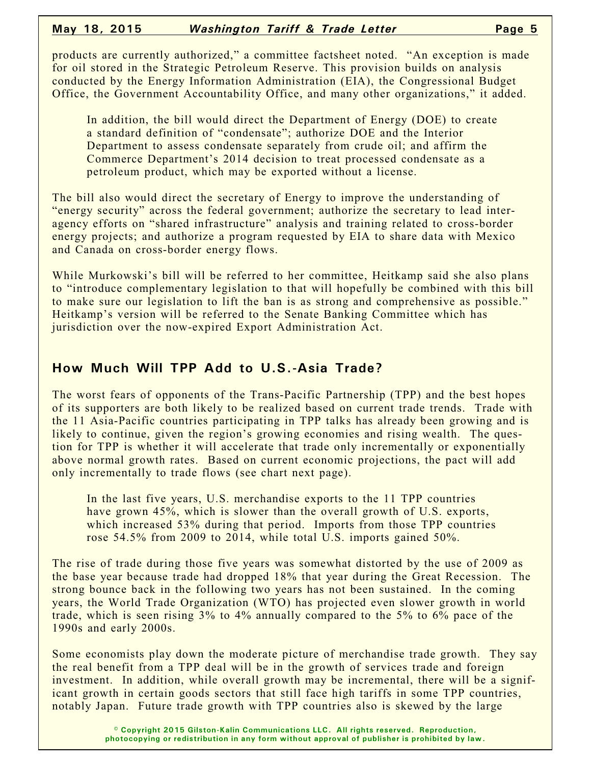products are currently authorized," a committee factsheet noted. "An exception is made for oil stored in the Strategic Petroleum Reserve. This provision builds on analysis conducted by the Energy Information Administration (EIA), the Congressional Budget Office, the Government Accountability Office, and many other organizations," it added.

> In addition, the bill would direct the Department of Energy (DOE) to create a standard definition of "condensate"; authorize DOE and the Interior Department to assess condensate separately from crude oil; and affirm the Commerce Department's 2014 decision to treat processed condensate as a petroleum product, which may be exported without a license.

The bill also would direct the secretary of Energy to improve the understanding of "energy security" across the federal government; authorize the secretary to lead inter-agency efforts on "shared infrastructure" analysis and training related to cross-border energy projects; and authorize a program requested by EIA to share data with Mexico and Canada on cross-border energy flows.

While Murkowski's bill will be referred to her committee, Heitkamp said she also plans to "introduce complementary legislation to that will hopefully be combined with this bill to make sure our legislation to lift the ban is as strong and comprehensive as possible." Heitkamp's version will be referred to the Senate Banking Committee which has jurisdiction over the now-expired Export Administration Act.

## How Much Will TPP Add to U.S.-Asia Trade?

The worst fears of opponents of the Trans-Pacific Partnership (TPP) and the best hopes of its supporters are both likely to be realized based on current trade trends. Trade with the 11 Asia-Pacific countries participating in TPP talks has already been growing and is likely to continue, given the region's growing economies and rising wealth. The question for TPP is whether it will accelerate that trade only incrementally or exponentially above normal growth rates. Based on current economic projections, the pact will add only incrementally to trade flows (see chart next page).

> In the last five years, U.S. merchandise exports to the 11 TPP countries have grown 45%, which is slower than the overall growth of U.S. exports, which increased 53% during that period. Imports from those TPP countries rose 54.5% from 2009 to 2014, while total U.S. imports gained 50%.

The rise of trade during those five years was somewhat distorted by the use of 2009 as the base year because trade had dropped 18% that year during the Great Recession. The strong bounce back in the following two years has not been sustained. In the coming years, the World Trade Organization (WTO) has projected even slower growth in world trade, which is seen rising 3% to 4% annually compared to the 5% to 6% pace of the 1990s and early 2000s.

Some economists play down the moderate picture of merchandise trade growth. They say the real benefit from a TPP deal will be in the growth of services trade and foreign investment. In addition, while overall growth may be incremental, there will be a significant growth in certain goods sectors that still face high tariffs in some TPP countries, notably Japan. Future trade growth with TPP countries also is skewed by the large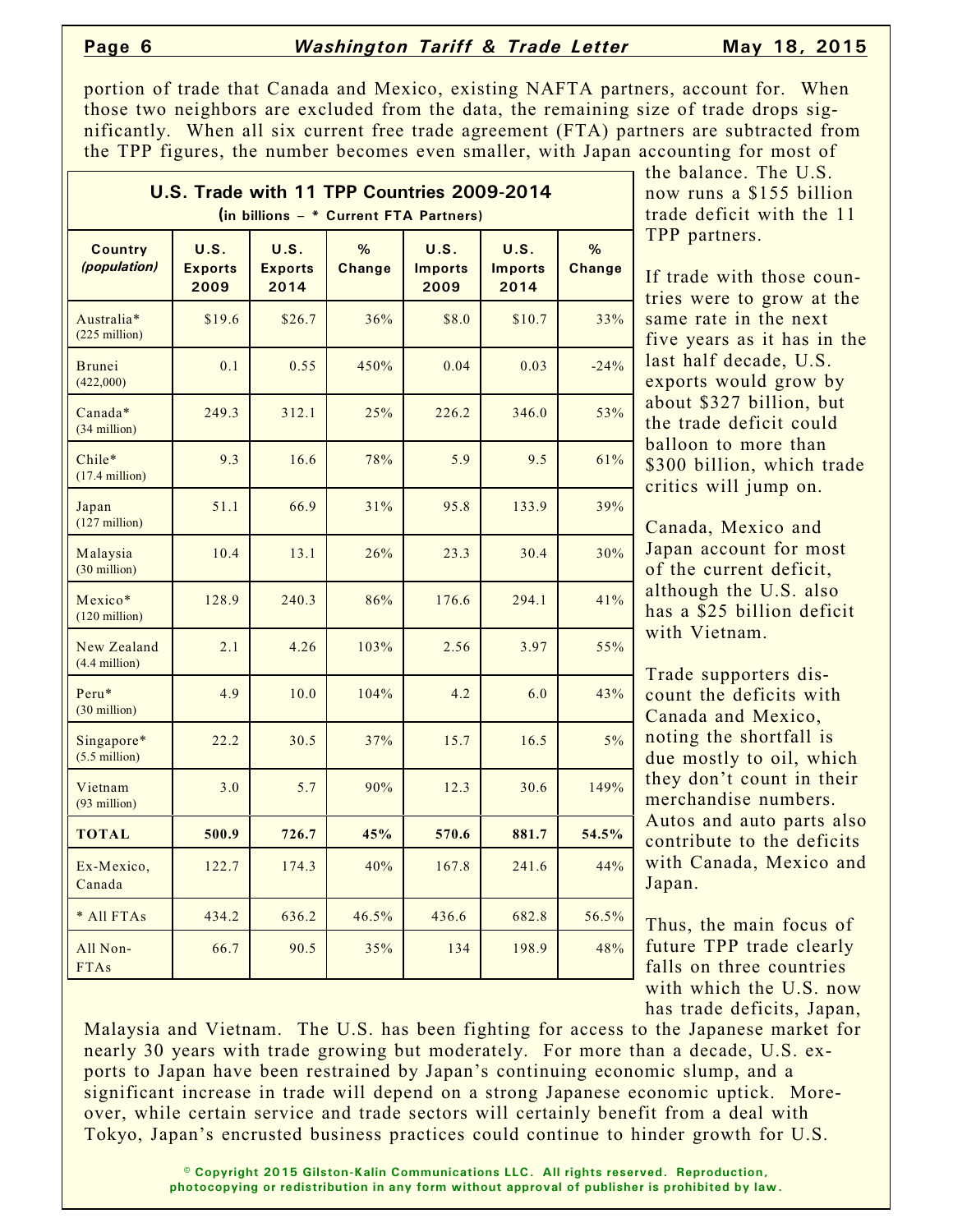portion of trade that Canada and Mexico, existing NAFTA partners, account for. When those two neighbors are excluded from the data, the remaining size of trade drops significantly. When all six current free trade agreement (FTA) partners are subtracted from the TPP figures, the number becomes even smaller, with Japan accounting for most of the balance. The U.S. now runs a $155 billion trade deficit with the 11 TPP partners.

**U.S. Trade with 11 TPP Countries 2009-2014**
**(in billions – * Current FTA Partners)**

| Country *(population)* | U.S. Exports 2009 | U.S. Exports 2014 | % Change | U.S. Imports 2009 | U.S. Imports 2014 | % Change |
|---|---|---|---|---|---|---|
| Australia* (225 million) | $19.6 | $26.7 | 36% | $8.0 | $10.7 | 33% |
| Brunei (422,000) | 0.1 | 0.55 | 450% | 0.04 | 0.03 | -24% |
| Canada* (34 million) | 249.3 | 312.1 | 25% | 226.2 | 346.0 | 53% |
| Chile* (17.4 million) | 9.3 | 16.6 | 78% | 5.9 | 9.5 | 61% |
| Japan (127 million) | 51.1 | 66.9 | 31% | 95.8 | 133.9 | 39% |
| Malaysia (30 million) | 10.4 | 13.1 | 26% | 23.3 | 30.4 | 30% |
| Mexico* (120 million) | 128.9 | 240.3 | 86% | 176.6 | 294.1 | 41% |
| New Zealand (4.4 million) | 2.1 | 4.26 | 103% | 2.56 | 3.97 | 55% |
| Peru* (30 million) | 4.9 | 10.0 | 104% | 4.2 | 6.0 | 43% |
| Singapore* (5.5 million) | 22.2 | 30.5 | 37% | 15.7 | 16.5 | 5% |
| Vietnam (93 million) | 3.0 | 5.7 | 90% | 12.3 | 30.6 | 149% |
| **TOTAL** | **500.9** | **726.7** | **45%** | **570.6** | **881.7** | **54.5%** |
| Ex-Mexico, Canada | 122.7 | 174.3 | 40% | 167.8 | 241.6 | 44% |
| * All FTAs | 434.2 | 636.2 | 46.5% | 436.6 | 682.8 | 56.5% |
| All Non-FTAs | 66.7 | 90.5 | 35% | 134 | 198.9 | 48% |

If trade with those countries were to grow at the same rate in the next five years as it has in the last half decade, U.S. exports would grow by about $327 billion, but the trade deficit could balloon to more than $300 billion, which trade critics will jump on.

Canada, Mexico and Japan account for most of the current deficit, although the U.S. also has a $25 billion deficit with Vietnam.

Trade supporters discount the deficits with Canada and Mexico, noting the shortfall is due mostly to oil, which they don't count in their merchandise numbers. Autos and auto parts also contribute to the deficits with Canada, Mexico and Japan.

Thus, the main focus of future TPP trade clearly falls on three countries with which the U.S. now has trade deficits, Japan, Malaysia and Vietnam. The U.S. has been fighting for access to the Japanese market for nearly 30 years with trade growing but moderately. For more than a decade, U.S. exports to Japan have been restrained by Japan's continuing economic slump, and a significant increase in trade will depend on a strong Japanese economic uptick. Moreover, while certain service and trade sectors will certainly benefit from a deal with Tokyo, Japan's encrusted business practices could continue to hinder growth for U.S.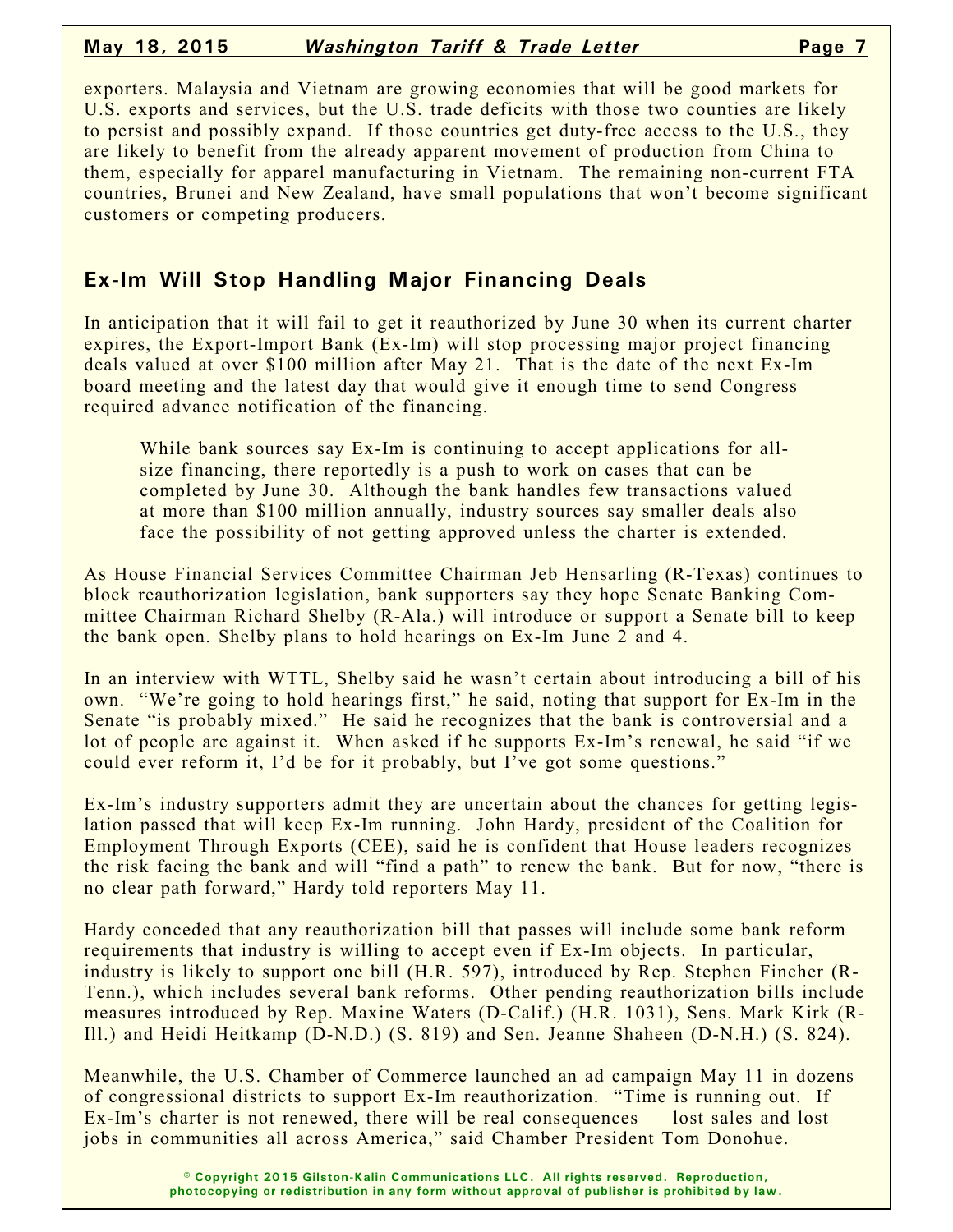exporters. Malaysia and Vietnam are growing economies that will be good markets for U.S. exports and services, but the U.S. trade deficits with those two counties are likely to persist and possibly expand. If those countries get duty-free access to the U.S., they are likely to benefit from the already apparent movement of production from China to them, especially for apparel manufacturing in Vietnam. The remaining non-current FTA countries, Brunei and New Zealand, have small populations that won't become significant customers or competing producers.

## Ex-Im Will Stop Handling Major Financing Deals

In anticipation that it will fail to get it reauthorized by June 30 when its current charter expires, the Export-Import Bank (Ex-Im) will stop processing major project financing deals valued at over $100 million after May 21. That is the date of the next Ex-Im board meeting and the latest day that would give it enough time to send Congress required advance notification of the financing.

> While bank sources say Ex-Im is continuing to accept applications for all-size financing, there reportedly is a push to work on cases that can be completed by June 30. Although the bank handles few transactions valued at more than $100 million annually, industry sources say smaller deals also face the possibility of not getting approved unless the charter is extended.

As House Financial Services Committee Chairman Jeb Hensarling (R-Texas) continues to block reauthorization legislation, bank supporters say they hope Senate Banking Committee Chairman Richard Shelby (R-Ala.) will introduce or support a Senate bill to keep the bank open. Shelby plans to hold hearings on Ex-Im June 2 and 4.

In an interview with WTTL, Shelby said he wasn't certain about introducing a bill of his own. "We're going to hold hearings first," he said, noting that support for Ex-Im in the Senate "is probably mixed." He said he recognizes that the bank is controversial and a lot of people are against it. When asked if he supports Ex-Im's renewal, he said "if we could ever reform it, I'd be for it probably, but I've got some questions."

Ex-Im's industry supporters admit they are uncertain about the chances for getting legislation passed that will keep Ex-Im running. John Hardy, president of the Coalition for Employment Through Exports (CEE), said he is confident that House leaders recognizes the risk facing the bank and will "find a path" to renew the bank. But for now, "there is no clear path forward," Hardy told reporters May 11.

Hardy conceded that any reauthorization bill that passes will include some bank reform requirements that industry is willing to accept even if Ex-Im objects. In particular, industry is likely to support one bill (H.R. 597), introduced by Rep. Stephen Fincher (R-Tenn.), which includes several bank reforms. Other pending reauthorization bills include measures introduced by Rep. Maxine Waters (D-Calif.) (H.R. 1031), Sens. Mark Kirk (R-Ill.) and Heidi Heitkamp (D-N.D.) (S. 819) and Sen. Jeanne Shaheen (D-N.H.) (S. 824).

Meanwhile, the U.S. Chamber of Commerce launched an ad campaign May 11 in dozens of congressional districts to support Ex-Im reauthorization. "Time is running out. If Ex-Im's charter is not renewed, there will be real consequences — lost sales and lost jobs in communities all across America," said Chamber President Tom Donohue.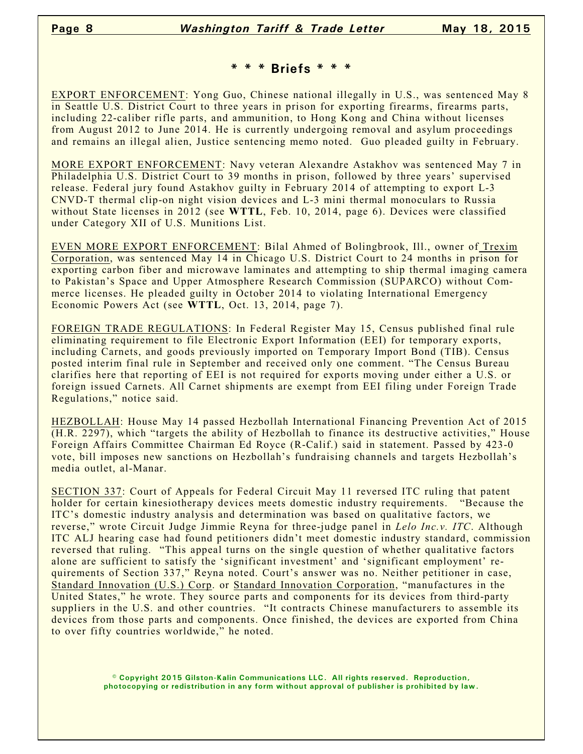## * * * Briefs * * *

EXPORT ENFORCEMENT: Yong Guo, Chinese national illegally in U.S., was sentenced May 8 in Seattle U.S. District Court to three years in prison for exporting firearms, firearms parts, including 22-caliber rifle parts, and ammunition, to Hong Kong and China without licenses from August 2012 to June 2014. He is currently undergoing removal and asylum proceedings and remains an illegal alien, Justice sentencing memo noted. Guo pleaded guilty in February.

MORE EXPORT ENFORCEMENT: Navy veteran Alexandre Astakhov was sentenced May 7 in Philadelphia U.S. District Court to 39 months in prison, followed by three years' supervised release. Federal jury found Astakhov guilty in February 2014 of attempting to export L-3 CNVD-T thermal clip-on night vision devices and L-3 mini thermal monoculars to Russia without State licenses in 2012 (see **WTTL**, Feb. 10, 2014, page 6). Devices were classified under Category XII of U.S. Munitions List.

EVEN MORE EXPORT ENFORCEMENT: Bilal Ahmed of Bolingbrook, Ill., owner of Trexim Corporation, was sentenced May 14 in Chicago U.S. District Court to 24 months in prison for exporting carbon fiber and microwave laminates and attempting to ship thermal imaging camera to Pakistan's Space and Upper Atmosphere Research Commission (SUPARCO) without Commerce licenses. He pleaded guilty in October 2014 to violating International Emergency Economic Powers Act (see **WTTL**, Oct. 13, 2014, page 7).

FOREIGN TRADE REGULATIONS: In Federal Register May 15, Census published final rule eliminating requirement to file Electronic Export Information (EEI) for temporary exports, including Carnets, and goods previously imported on Temporary Import Bond (TIB). Census posted interim final rule in September and received only one comment. "The Census Bureau clarifies here that reporting of EEI is not required for exports moving under either a U.S. or foreign issued Carnets. All Carnet shipments are exempt from EEI filing under Foreign Trade Regulations," notice said.

HEZBOLLAH: House May 14 passed Hezbollah International Financing Prevention Act of 2015 (H.R. 2297), which "targets the ability of Hezbollah to finance its destructive activities," House Foreign Affairs Committee Chairman Ed Royce (R-Calif.) said in statement. Passed by 423-0 vote, bill imposes new sanctions on Hezbollah's fundraising channels and targets Hezbollah's media outlet, al-Manar.

SECTION 337: Court of Appeals for Federal Circuit May 11 reversed ITC ruling that patent holder for certain kinesiotherapy devices meets domestic industry requirements. "Because the ITC's domestic industry analysis and determination was based on qualitative factors, we reverse," wrote Circuit Judge Jimmie Reyna for three-judge panel in *Lelo Inc.v. ITC*. Although ITC ALJ hearing case had found petitioners didn't meet domestic industry standard, commission reversed that ruling. "This appeal turns on the single question of whether qualitative factors alone are sufficient to satisfy the 'significant investment' and 'significant employment' requirements of Section 337," Reyna noted. Court's answer was no. Neither petitioner in case, Standard Innovation (U.S.) Corp. or Standard Innovation Corporation, "manufactures in the United States," he wrote. They source parts and components for its devices from third-party suppliers in the U.S. and other countries. "It contracts Chinese manufacturers to assemble its devices from those parts and components. Once finished, the devices are exported from China to over fifty countries worldwide," he noted.

© Copyright 2015 Gilston-Kalin Communications LLC. All rights reserved. Reproduction, photocopying or redistribution in any form without approval of publisher is prohibited by law.